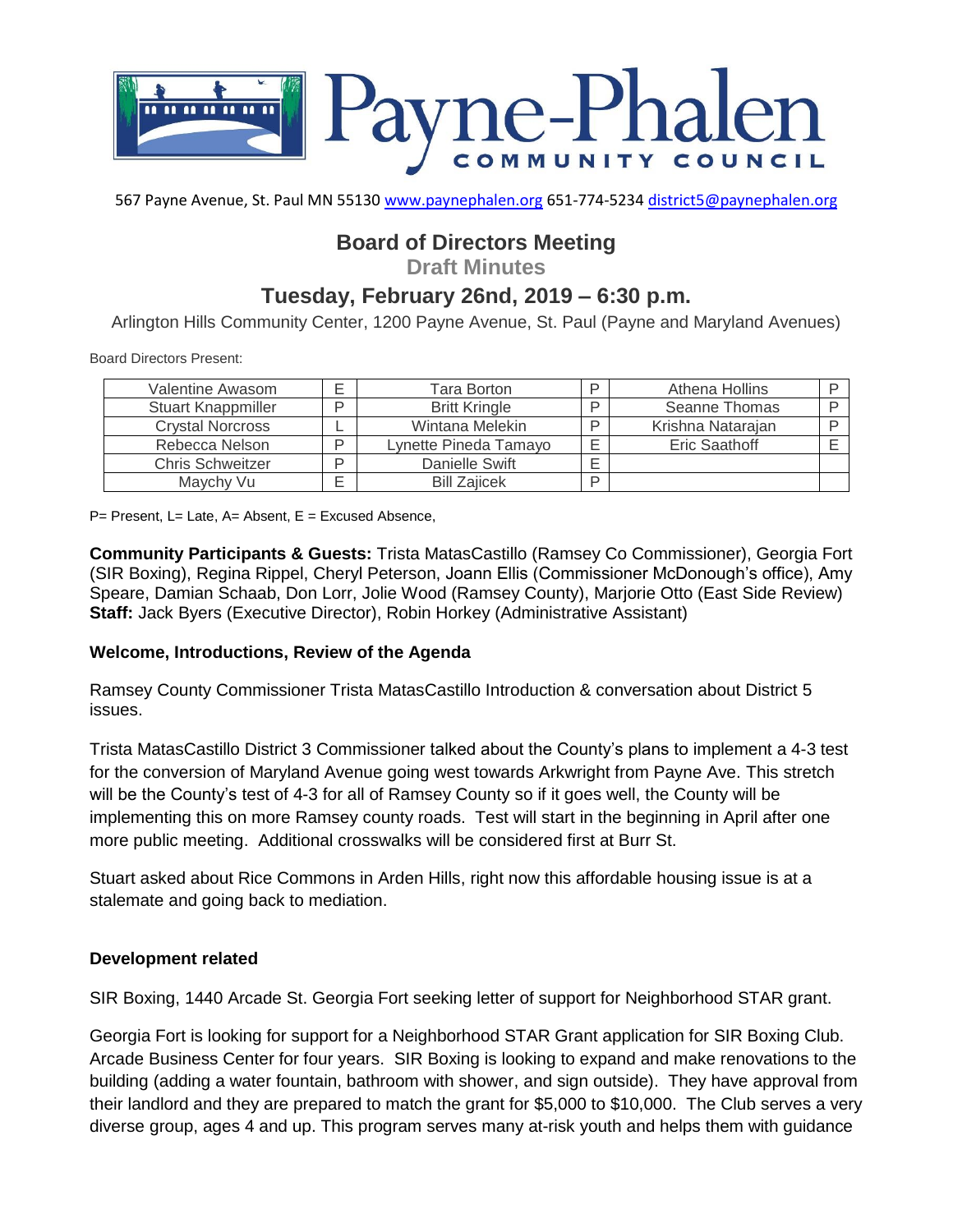# Payne-Phalen COMMUNITY COUNCIL

567 Payne Avenue, St. Paul MN 55130 www.paynephalen.org 651-774-5234 district5@paynephalen.org

## Board of Directors Meeting

**Draft Minutes**

## Tuesday, February 26nd, 2019 – 6:30 p.m.

Arlington Hills Community Center, 1200 Payne Avenue, St. Paul (Payne and Maryland Avenues)

Board Directors Present:

| | | | | | |
|---|---|---|---|---|---|
| Valentine Awasom | E | Tara Borton | P | Athena Hollins | P |
| Stuart Knappmiller | P | Britt Kringle | P | Seanne Thomas | P |
| Crystal Norcross | L | Wintana Melekin | P | Krishna Natarajan | P |
| Rebecca Nelson | P | Lynette Pineda Tamayo | E | Eric Saathoff | E |
| Chris Schweitzer | P | Danielle Swift | E | | |
| Maychy Vu | E | Bill Zajicek | P | | |

P= Present, L= Late, A= Absent, E = Excused Absence,

**Community Participants & Guests:** Trista MatasCastillo (Ramsey Co Commissioner), Georgia Fort (SIR Boxing), Regina Rippel, Cheryl Peterson, Joann Ellis (Commissioner McDonough's office), Amy Speare, Damian Schaab, Don Lorr, Jolie Wood (Ramsey County), Marjorie Otto (East Side Review)
**Staff:** Jack Byers (Executive Director), Robin Horkey (Administrative Assistant)

### Welcome, Introductions, Review of the Agenda

Ramsey County Commissioner Trista MatasCastillo Introduction & conversation about District 5 issues.

Trista MatasCastillo District 3 Commissioner talked about the County's plans to implement a 4-3 test for the conversion of Maryland Avenue going west towards Arkwright from Payne Ave. This stretch will be the County's test of 4-3 for all of Ramsey County so if it goes well, the County will be implementing this on more Ramsey county roads. Test will start in the beginning in April after one more public meeting. Additional crosswalks will be considered first at Burr St.

Stuart asked about Rice Commons in Arden Hills, right now this affordable housing issue is at a stalemate and going back to mediation.

### Development related

SIR Boxing, 1440 Arcade St. Georgia Fort seeking letter of support for Neighborhood STAR grant.

Georgia Fort is looking for support for a Neighborhood STAR Grant application for SIR Boxing Club. Arcade Business Center for four years. SIR Boxing is looking to expand and make renovations to the building (adding a water fountain, bathroom with shower, and sign outside). They have approval from their landlord and they are prepared to match the grant for $5,000 to $10,000. The Club serves a very diverse group, ages 4 and up. This program serves many at-risk youth and helps them with guidance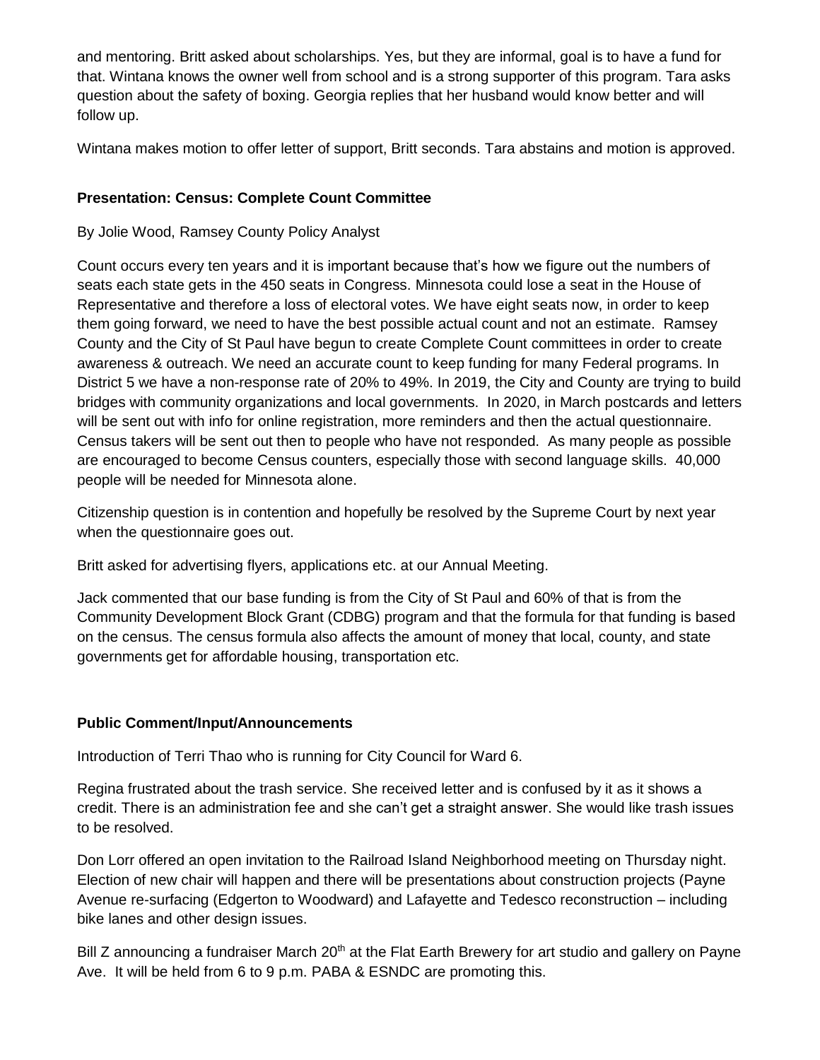and mentoring. Britt asked about scholarships. Yes, but they are informal, goal is to have a fund for that. Wintana knows the owner well from school and is a strong supporter of this program. Tara asks question about the safety of boxing. Georgia replies that her husband would know better and will follow up.

Wintana makes motion to offer letter of support, Britt seconds. Tara abstains and motion is approved.

**Presentation: Census: Complete Count Committee**

By Jolie Wood, Ramsey County Policy Analyst

Count occurs every ten years and it is important because that's how we figure out the numbers of seats each state gets in the 450 seats in Congress. Minnesota could lose a seat in the House of Representative and therefore a loss of electoral votes. We have eight seats now, in order to keep them going forward, we need to have the best possible actual count and not an estimate. Ramsey County and the City of St Paul have begun to create Complete Count committees in order to create awareness & outreach. We need an accurate count to keep funding for many Federal programs. In District 5 we have a non-response rate of 20% to 49%. In 2019, the City and County are trying to build bridges with community organizations and local governments. In 2020, in March postcards and letters will be sent out with info for online registration, more reminders and then the actual questionnaire. Census takers will be sent out then to people who have not responded. As many people as possible are encouraged to become Census counters, especially those with second language skills. 40,000 people will be needed for Minnesota alone.

Citizenship question is in contention and hopefully be resolved by the Supreme Court by next year when the questionnaire goes out.

Britt asked for advertising flyers, applications etc. at our Annual Meeting.

Jack commented that our base funding is from the City of St Paul and 60% of that is from the Community Development Block Grant (CDBG) program and that the formula for that funding is based on the census. The census formula also affects the amount of money that local, county, and state governments get for affordable housing, transportation etc.

**Public Comment/Input/Announcements**

Introduction of Terri Thao who is running for City Council for Ward 6.

Regina frustrated about the trash service. She received letter and is confused by it as it shows a credit. There is an administration fee and she can't get a straight answer. She would like trash issues to be resolved.

Don Lorr offered an open invitation to the Railroad Island Neighborhood meeting on Thursday night. Election of new chair will happen and there will be presentations about construction projects (Payne Avenue re-surfacing (Edgerton to Woodward) and Lafayette and Tedesco reconstruction – including bike lanes and other design issues.

Bill Z announcing a fundraiser March 20th at the Flat Earth Brewery for art studio and gallery on Payne Ave. It will be held from 6 to 9 p.m. PABA & ESNDC are promoting this.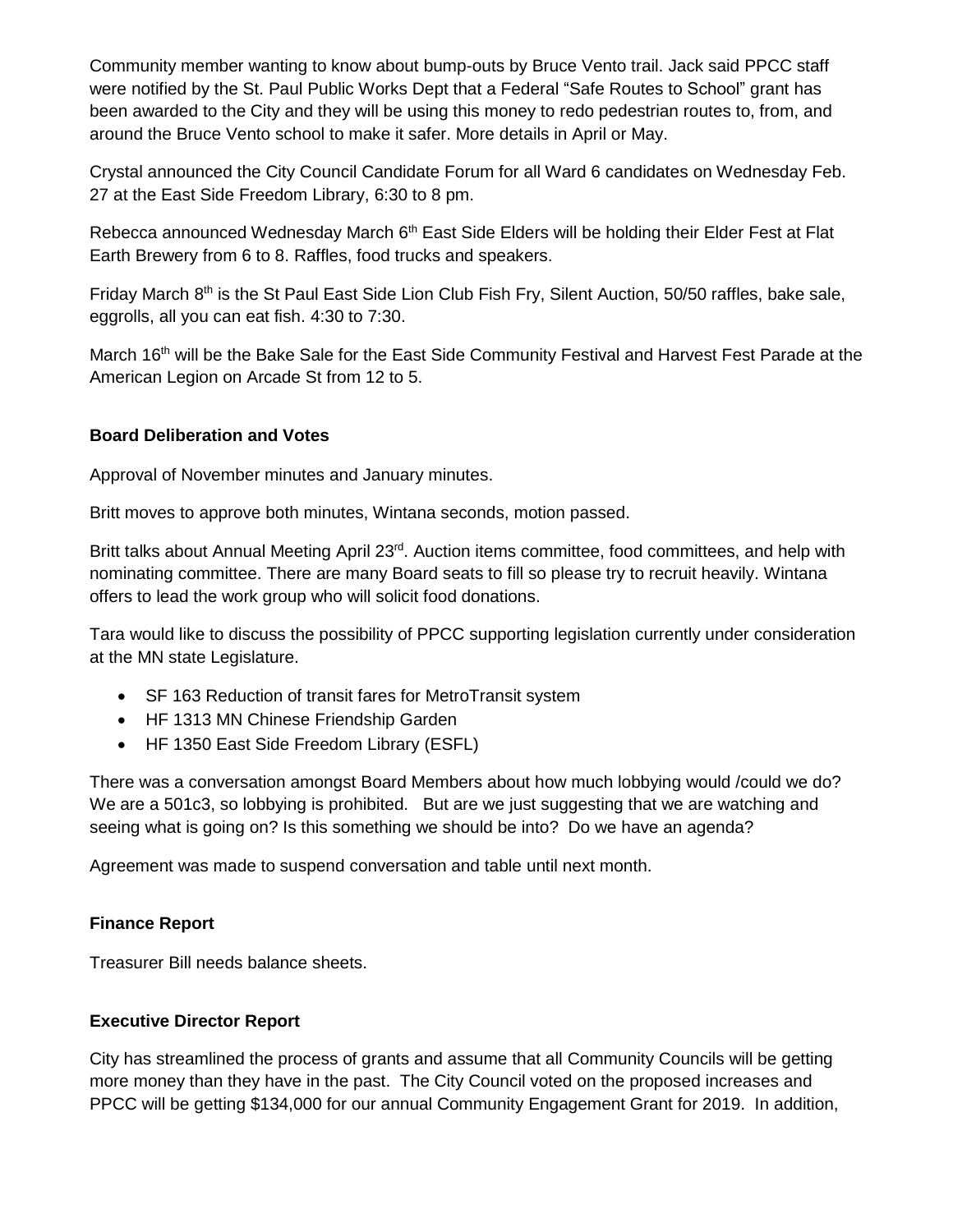Community member wanting to know about bump-outs by Bruce Vento trail. Jack said PPCC staff were notified by the St. Paul Public Works Dept that a Federal "Safe Routes to School" grant has been awarded to the City and they will be using this money to redo pedestrian routes to, from, and around the Bruce Vento school to make it safer. More details in April or May.

Crystal announced the City Council Candidate Forum for all Ward 6 candidates on Wednesday Feb. 27 at the East Side Freedom Library, 6:30 to 8 pm.

Rebecca announced Wednesday March 6th East Side Elders will be holding their Elder Fest at Flat Earth Brewery from 6 to 8. Raffles, food trucks and speakers.

Friday March 8th is the St Paul East Side Lion Club Fish Fry, Silent Auction, 50/50 raffles, bake sale, eggrolls, all you can eat fish. 4:30 to 7:30.

March 16th will be the Bake Sale for the East Side Community Festival and Harvest Fest Parade at the American Legion on Arcade St from 12 to 5.

**Board Deliberation and Votes**

Approval of November minutes and January minutes.

Britt moves to approve both minutes, Wintana seconds, motion passed.

Britt talks about Annual Meeting April 23rd. Auction items committee, food committees, and help with nominating committee. There are many Board seats to fill so please try to recruit heavily. Wintana offers to lead the work group who will solicit food donations.

Tara would like to discuss the possibility of PPCC supporting legislation currently under consideration at the MN state Legislature.

- SF 163 Reduction of transit fares for MetroTransit system
- HF 1313 MN Chinese Friendship Garden
- HF 1350 East Side Freedom Library (ESFL)

There was a conversation amongst Board Members about how much lobbying would /could we do? We are a 501c3, so lobbying is prohibited. But are we just suggesting that we are watching and seeing what is going on? Is this something we should be into? Do we have an agenda?

Agreement was made to suspend conversation and table until next month.

**Finance Report**

Treasurer Bill needs balance sheets.

**Executive Director Report**

City has streamlined the process of grants and assume that all Community Councils will be getting more money than they have in the past. The City Council voted on the proposed increases and PPCC will be getting $134,000 for our annual Community Engagement Grant for 2019. In addition,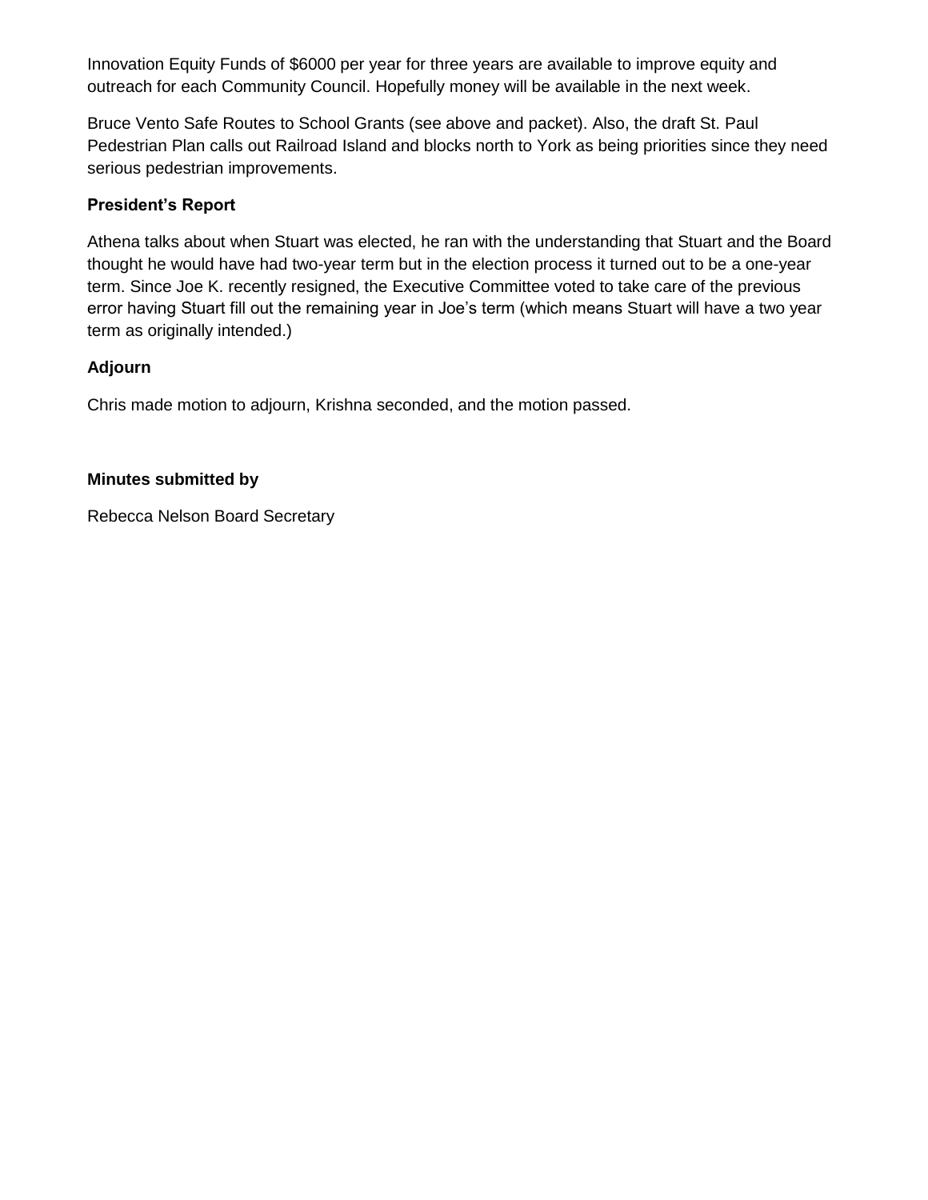Innovation Equity Funds of $6000 per year for three years are available to improve equity and outreach for each Community Council. Hopefully money will be available in the next week.

Bruce Vento Safe Routes to School Grants (see above and packet). Also, the draft St. Paul Pedestrian Plan calls out Railroad Island and blocks north to York as being priorities since they need serious pedestrian improvements.

**President's Report**

Athena talks about when Stuart was elected, he ran with the understanding that Stuart and the Board thought he would have had two-year term but in the election process it turned out to be a one-year term. Since Joe K. recently resigned, the Executive Committee voted to take care of the previous error having Stuart fill out the remaining year in Joe's term (which means Stuart will have a two year term as originally intended.)

**Adjourn**

Chris made motion to adjourn, Krishna seconded, and the motion passed.

**Minutes submitted by**

Rebecca Nelson Board Secretary